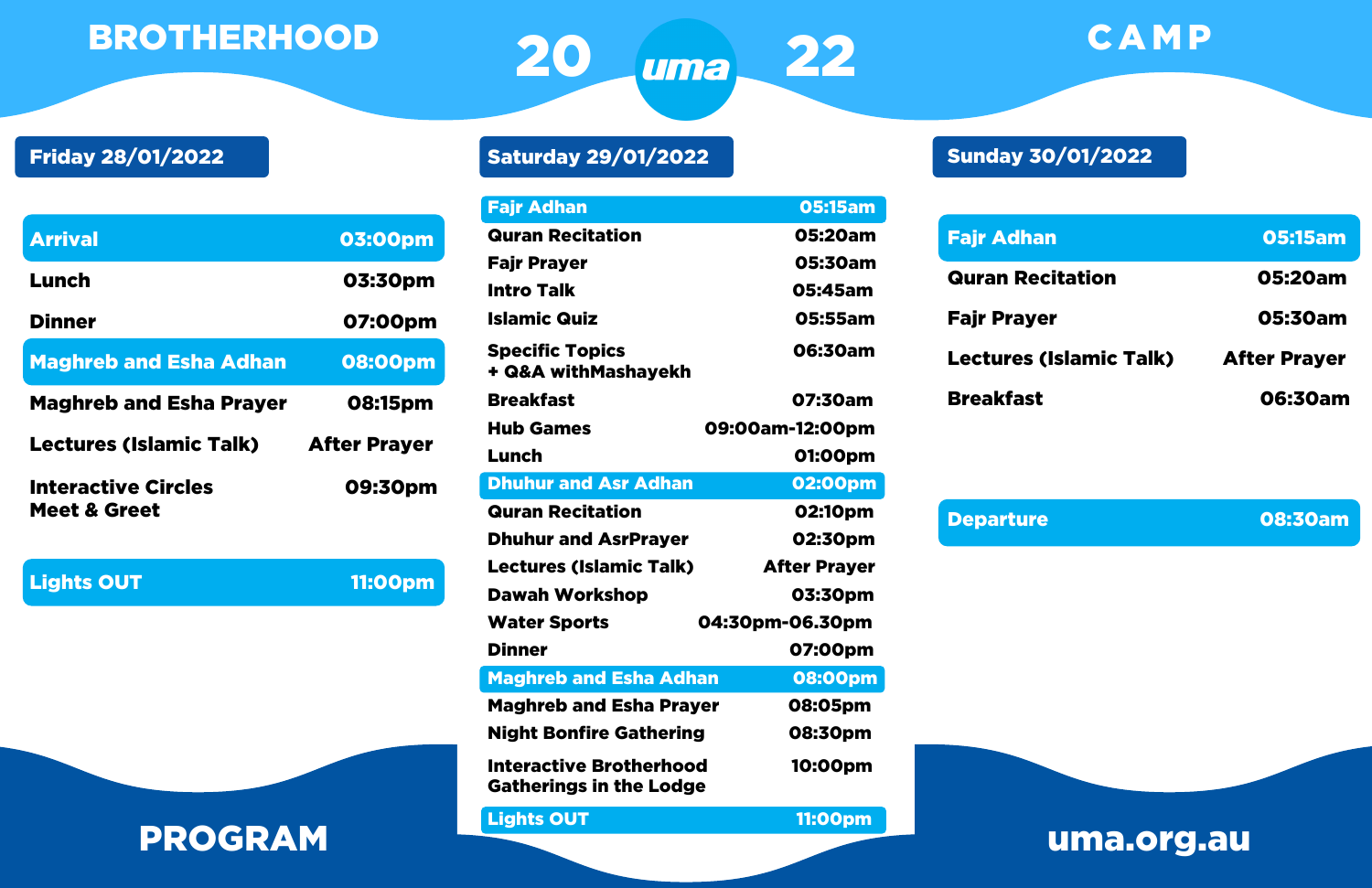# BROTHERHOOD 20 uma 22 CAMP

## Friday 28/01/2022

| Activity | Time |
|---|---|
| **Arrival** | **03:00pm** |
| Lunch | 03:30pm |
| Dinner | 07:00pm |
| **Maghreb and Esha Adhan** | **08:00pm** |
| Maghreb and Esha Prayer | 08:15pm |
| Lectures (Islamic Talk) | After Prayer |
| Interactive Circles Meet & Greet | 09:30pm |
| **Lights OUT** | **11:00pm** |

## Saturday 29/01/2022

| Activity | Time |
|---|---|
| **Fajr Adhan** | **05:15am** |
| Quran Recitation | 05:20am |
| Fajr Prayer | 05:30am |
| Intro Talk | 05:45am |
| Islamic Quiz | 05:55am |
| Specific Topics + Q&A withMashayekh | 06:30am |
| Breakfast | 07:30am |
| Hub Games | 09:00am-12:00pm |
| Lunch | 01:00pm |
| **Dhuhur and Asr Adhan** | **02:00pm** |
| Quran Recitation | 02:10pm |
| Dhuhur and AsrPrayer | 02:30pm |
| Lectures (Islamic Talk) | After Prayer |
| Dawah Workshop | 03:30pm |
| Water Sports | 04:30pm-06.30pm |
| Dinner | 07:00pm |
| **Maghreb and Esha Adhan** | **08:00pm** |
| Maghreb and Esha Prayer | 08:05pm |
| Night Bonfire Gathering | 08:30pm |
| Interactive Brotherhood Gatherings in the Lodge | 10:00pm |
| **Lights OUT** | **11:00pm** |

## Sunday 30/01/2022

| Activity | Time |
|---|---|
| **Fajr Adhan** | **05:15am** |
| Quran Recitation | 05:20am |
| Fajr Prayer | 05:30am |
| Lectures (Islamic Talk) | After Prayer |
| Breakfast | 06:30am |
| **Departure** | **08:30am** |

# PROGRAM

uma.org.au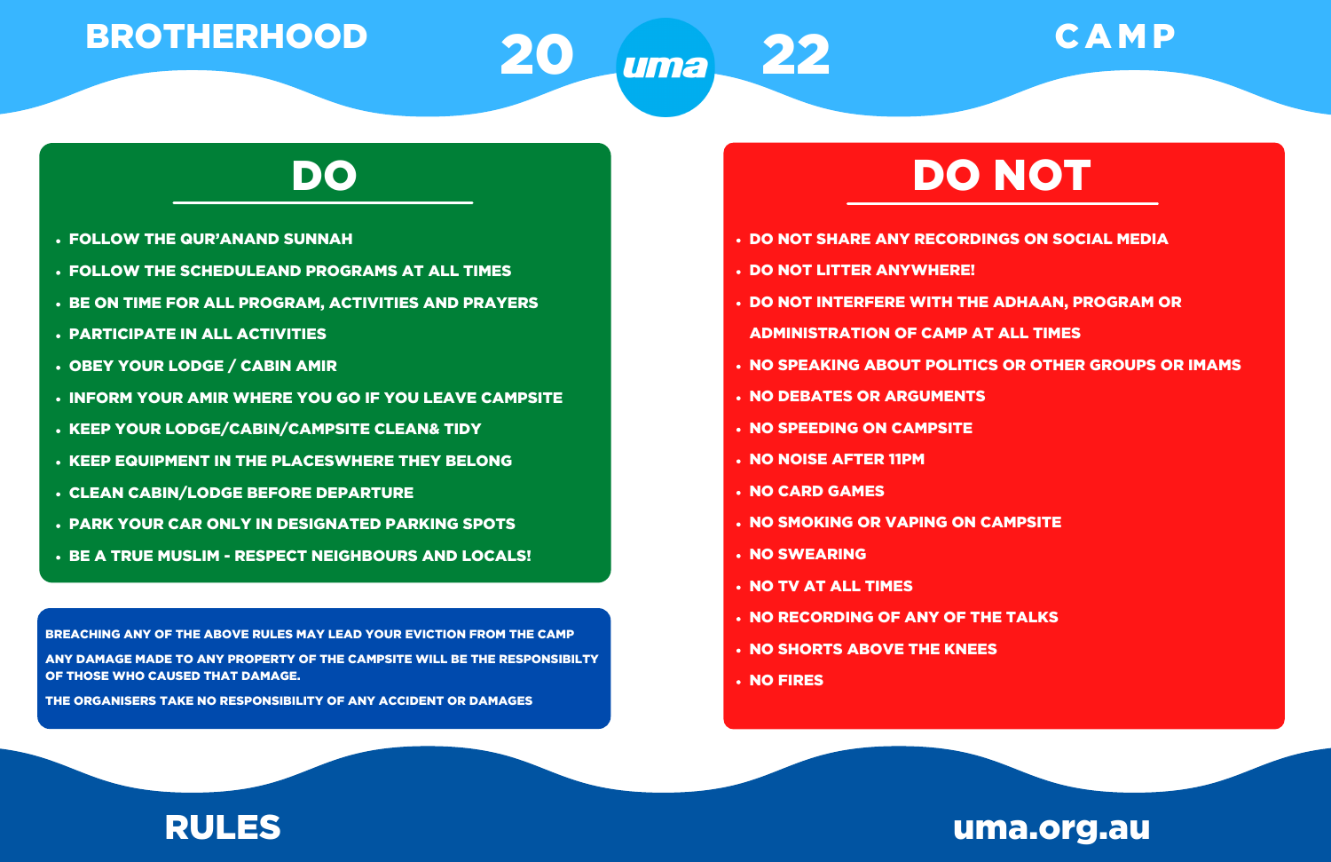# BROTHERHOOD 2022 CAMP

uma

## DO

- FOLLOW THE QUR'ANAND SUNNAH
- FOLLOW THE SCHEDULEAND PROGRAMS AT ALL TIMES
- BE ON TIME FOR ALL PROGRAM, ACTIVITIES AND PRAYERS
- PARTICIPATE IN ALL ACTIVITIES
- OBEY YOUR LODGE / CABIN AMIR
- INFORM YOUR AMIR WHERE YOU GO IF YOU LEAVE CAMPSITE
- KEEP YOUR LODGE/CABIN/CAMPSITE CLEAN& TIDY
- KEEP EQUIPMENT IN THE PLACESWHERE THEY BELONG
- CLEAN CABIN/LODGE BEFORE DEPARTURE
- PARK YOUR CAR ONLY IN DESIGNATED PARKING SPOTS
- BE A TRUE MUSLIM - RESPECT NEIGHBOURS AND LOCALS!

BREACHING ANY OF THE ABOVE RULES MAY LEAD YOUR EVICTION FROM THE CAMP

ANY DAMAGE MADE TO ANY PROPERTY OF THE CAMPSITE WILL BE THE RESPONSIBILTY OF THOSE WHO CAUSED THAT DAMAGE.

THE ORGANISERS TAKE NO RESPONSIBILITY OF ANY ACCIDENT OR DAMAGES

## DO NOT

- DO NOT SHARE ANY RECORDINGS ON SOCIAL MEDIA
- DO NOT LITTER ANYWHERE!
- DO NOT INTERFERE WITH THE ADHAAN, PROGRAM OR ADMINISTRATION OF CAMP AT ALL TIMES
- NO SPEAKING ABOUT POLITICS OR OTHER GROUPS OR IMAMS
- NO DEBATES OR ARGUMENTS
- NO SPEEDING ON CAMPSITE
- NO NOISE AFTER 11PM
- NO CARD GAMES
- NO SMOKING OR VAPING ON CAMPSITE
- NO SWEARING
- NO TV AT ALL TIMES
- NO RECORDING OF ANY OF THE TALKS
- NO SHORTS ABOVE THE KNEES
- NO FIRES

RULES

uma.org.au